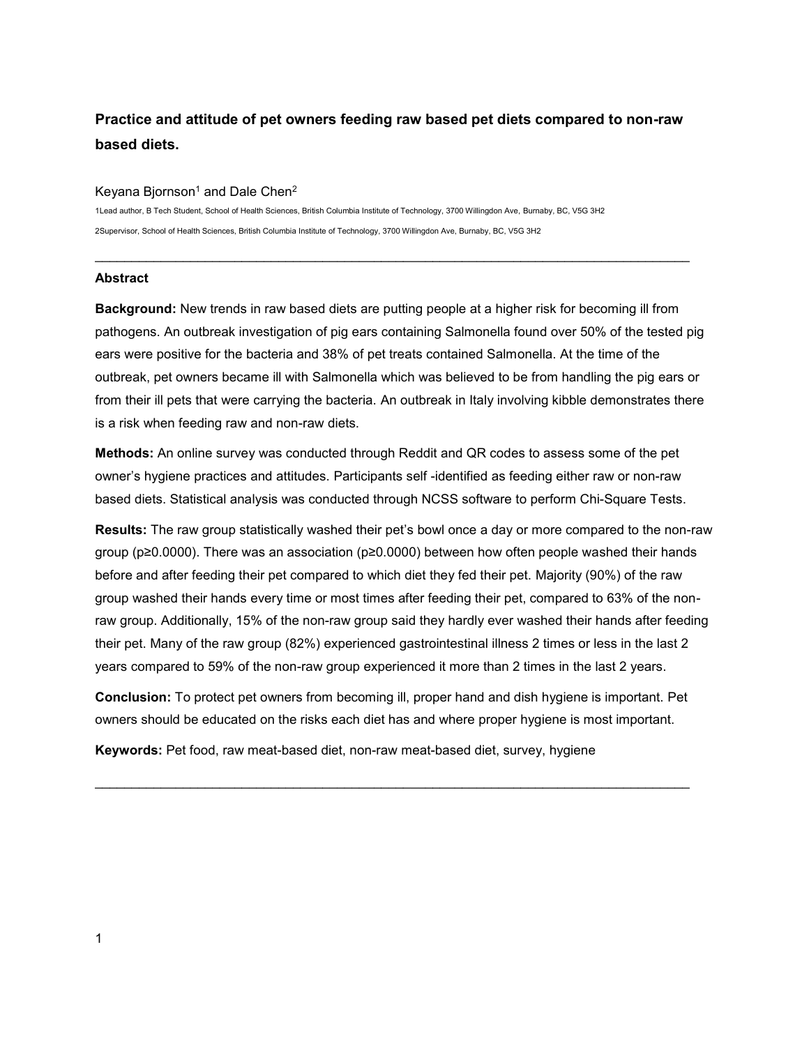# Practice and attitude of pet owners feeding raw based pet diets compared to non-raw based diets.

Keyana Bjornson[1] and Dale Chen[2]

1Lead author, B Tech Student, School of Health Sciences, British Columbia Institute of Technology, 3700 Willingdon Ave, Burnaby, BC, V5G 3H2

2Supervisor, School of Health Sciences, British Columbia Institute of Technology, 3700 Willingdon Ave, Burnaby, BC, V5G 3H2

---

## Abstract

**Background:** New trends in raw based diets are putting people at a higher risk for becoming ill from pathogens. An outbreak investigation of pig ears containing Salmonella found over 50% of the tested pig ears were positive for the bacteria and 38% of pet treats contained Salmonella. At the time of the outbreak, pet owners became ill with Salmonella which was believed to be from handling the pig ears or from their ill pets that were carrying the bacteria. An outbreak in Italy involving kibble demonstrates there is a risk when feeding raw and non-raw diets.

**Methods:** An online survey was conducted through Reddit and QR codes to assess some of the pet owner's hygiene practices and attitudes. Participants self -identified as feeding either raw or non-raw based diets. Statistical analysis was conducted through NCSS software to perform Chi-Square Tests.

**Results:** The raw group statistically washed their pet's bowl once a day or more compared to the non-raw group ($p \geq 0.0000$). There was an association ($p \geq 0.0000$) between how often people washed their hands before and after feeding their pet compared to which diet they fed their pet. Majority (90%) of the raw group washed their hands every time or most times after feeding their pet, compared to 63% of the non-raw group. Additionally, 15% of the non-raw group said they hardly ever washed their hands after feeding their pet. Many of the raw group (82%) experienced gastrointestinal illness 2 times or less in the last 2 years compared to 59% of the non-raw group experienced it more than 2 times in the last 2 years.

**Conclusion:** To protect pet owners from becoming ill, proper hand and dish hygiene is important. Pet owners should be educated on the risks each diet has and where proper hygiene is most important.

**Keywords:** Pet food, raw meat-based diet, non-raw meat-based diet, survey, hygiene

---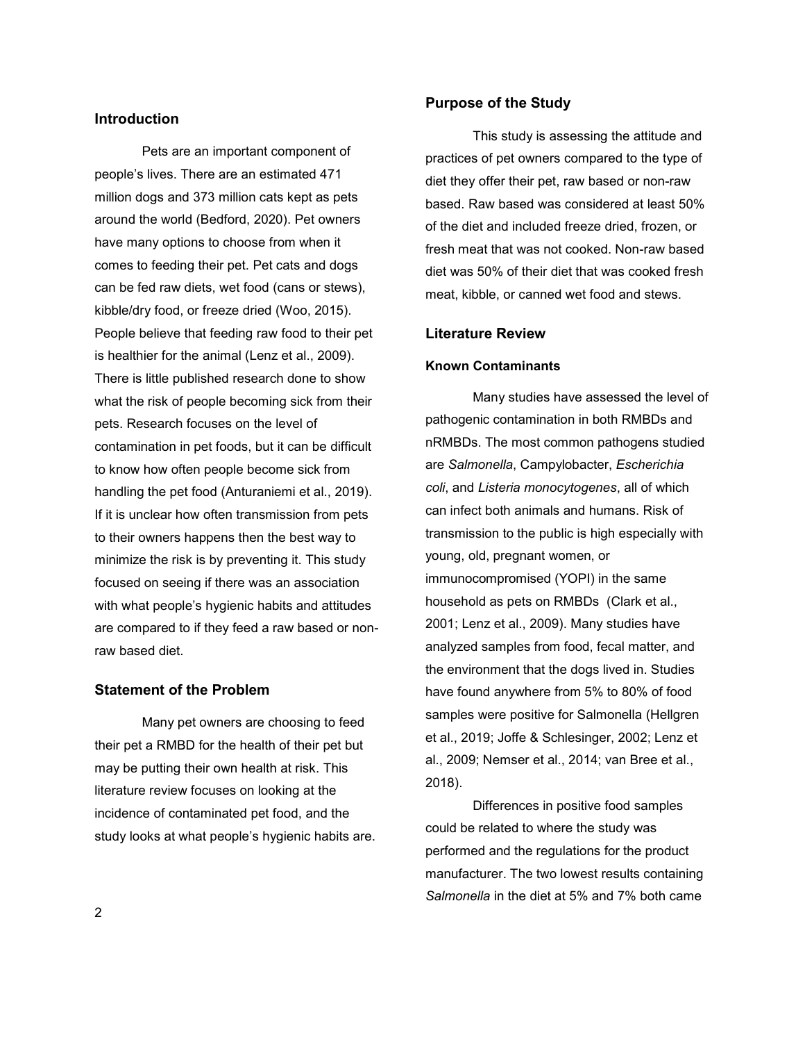## Introduction

Pets are an important component of people's lives. There are an estimated 471 million dogs and 373 million cats kept as pets around the world (Bedford, 2020). Pet owners have many options to choose from when it comes to feeding their pet. Pet cats and dogs can be fed raw diets, wet food (cans or stews), kibble/dry food, or freeze dried (Woo, 2015). People believe that feeding raw food to their pet is healthier for the animal (Lenz et al., 2009). There is little published research done to show what the risk of people becoming sick from their pets. Research focuses on the level of contamination in pet foods, but it can be difficult to know how often people become sick from handling the pet food (Anturaniemi et al., 2019). If it is unclear how often transmission from pets to their owners happens then the best way to minimize the risk is by preventing it. This study focused on seeing if there was an association with what people's hygienic habits and attitudes are compared to if they feed a raw based or non-raw based diet.

## Statement of the Problem

Many pet owners are choosing to feed their pet a RMBD for the health of their pet but may be putting their own health at risk. This literature review focuses on looking at the incidence of contaminated pet food, and the study looks at what people's hygienic habits are.

## Purpose of the Study

This study is assessing the attitude and practices of pet owners compared to the type of diet they offer their pet, raw based or non-raw based. Raw based was considered at least 50% of the diet and included freeze dried, frozen, or fresh meat that was not cooked. Non-raw based diet was 50% of their diet that was cooked fresh meat, kibble, or canned wet food and stews.

## Literature Review

### Known Contaminants

Many studies have assessed the level of pathogenic contamination in both RMBDs and nRMBDs. The most common pathogens studied are *Salmonella*, Campylobacter, *Escherichia coli*, and *Listeria monocytogenes*, all of which can infect both animals and humans. Risk of transmission to the public is high especially with young, old, pregnant women, or immunocompromised (YOPI) in the same household as pets on RMBDs (Clark et al., 2001; Lenz et al., 2009). Many studies have analyzed samples from food, fecal matter, and the environment that the dogs lived in. Studies have found anywhere from 5% to 80% of food samples were positive for Salmonella (Hellgren et al., 2019; Joffe & Schlesinger, 2002; Lenz et al., 2009; Nemser et al., 2014; van Bree et al., 2018).

Differences in positive food samples could be related to where the study was performed and the regulations for the product manufacturer. The two lowest results containing *Salmonella* in the diet at 5% and 7% both came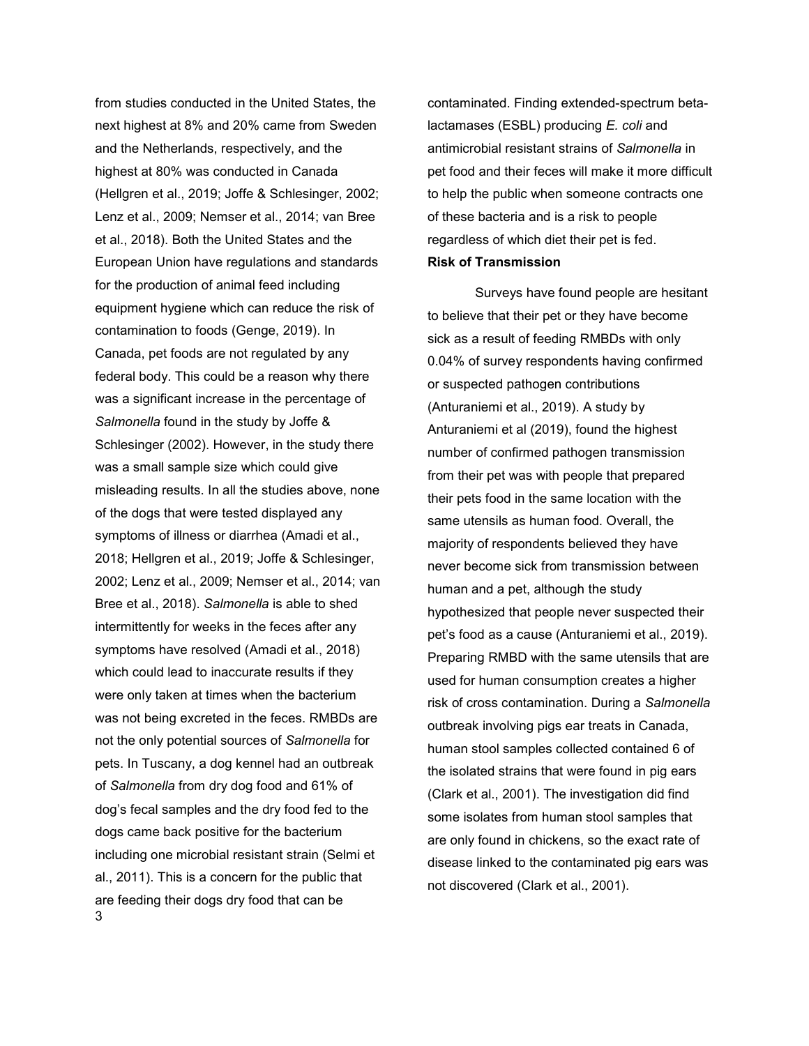from studies conducted in the United States, the next highest at 8% and 20% came from Sweden and the Netherlands, respectively, and the highest at 80% was conducted in Canada (Hellgren et al., 2019; Joffe & Schlesinger, 2002; Lenz et al., 2009; Nemser et al., 2014; van Bree et al., 2018). Both the United States and the European Union have regulations and standards for the production of animal feed including equipment hygiene which can reduce the risk of contamination to foods (Genge, 2019). In Canada, pet foods are not regulated by any federal body. This could be a reason why there was a significant increase in the percentage of *Salmonella* found in the study by Joffe & Schlesinger (2002). However, in the study there was a small sample size which could give misleading results. In all the studies above, none of the dogs that were tested displayed any symptoms of illness or diarrhea (Amadi et al., 2018; Hellgren et al., 2019; Joffe & Schlesinger, 2002; Lenz et al., 2009; Nemser et al., 2014; van Bree et al., 2018). *Salmonella* is able to shed intermittently for weeks in the feces after any symptoms have resolved (Amadi et al., 2018) which could lead to inaccurate results if they were only taken at times when the bacterium was not being excreted in the feces. RMBDs are not the only potential sources of *Salmonella* for pets. In Tuscany, a dog kennel had an outbreak of *Salmonella* from dry dog food and 61% of dog's fecal samples and the dry food fed to the dogs came back positive for the bacterium including one microbial resistant strain (Selmi et al., 2011). This is a concern for the public that are feeding their dogs dry food that can be contaminated. Finding extended-spectrum beta-lactamases (ESBL) producing *E. coli* and antimicrobial resistant strains of *Salmonella* in pet food and their feces will make it more difficult to help the public when someone contracts one of these bacteria and is a risk to people regardless of which diet their pet is fed.

**Risk of Transmission**

Surveys have found people are hesitant to believe that their pet or they have become sick as a result of feeding RMBDs with only 0.04% of survey respondents having confirmed or suspected pathogen contributions (Anturaniemi et al., 2019). A study by Anturaniemi et al (2019), found the highest number of confirmed pathogen transmission from their pet was with people that prepared their pets food in the same location with the same utensils as human food. Overall, the majority of respondents believed they have never become sick from transmission between human and a pet, although the study hypothesized that people never suspected their pet's food as a cause (Anturaniemi et al., 2019). Preparing RMBD with the same utensils that are used for human consumption creates a higher risk of cross contamination. During a *Salmonella* outbreak involving pigs ear treats in Canada, human stool samples collected contained 6 of the isolated strains that were found in pig ears (Clark et al., 2001). The investigation did find some isolates from human stool samples that are only found in chickens, so the exact rate of disease linked to the contaminated pig ears was not discovered (Clark et al., 2001).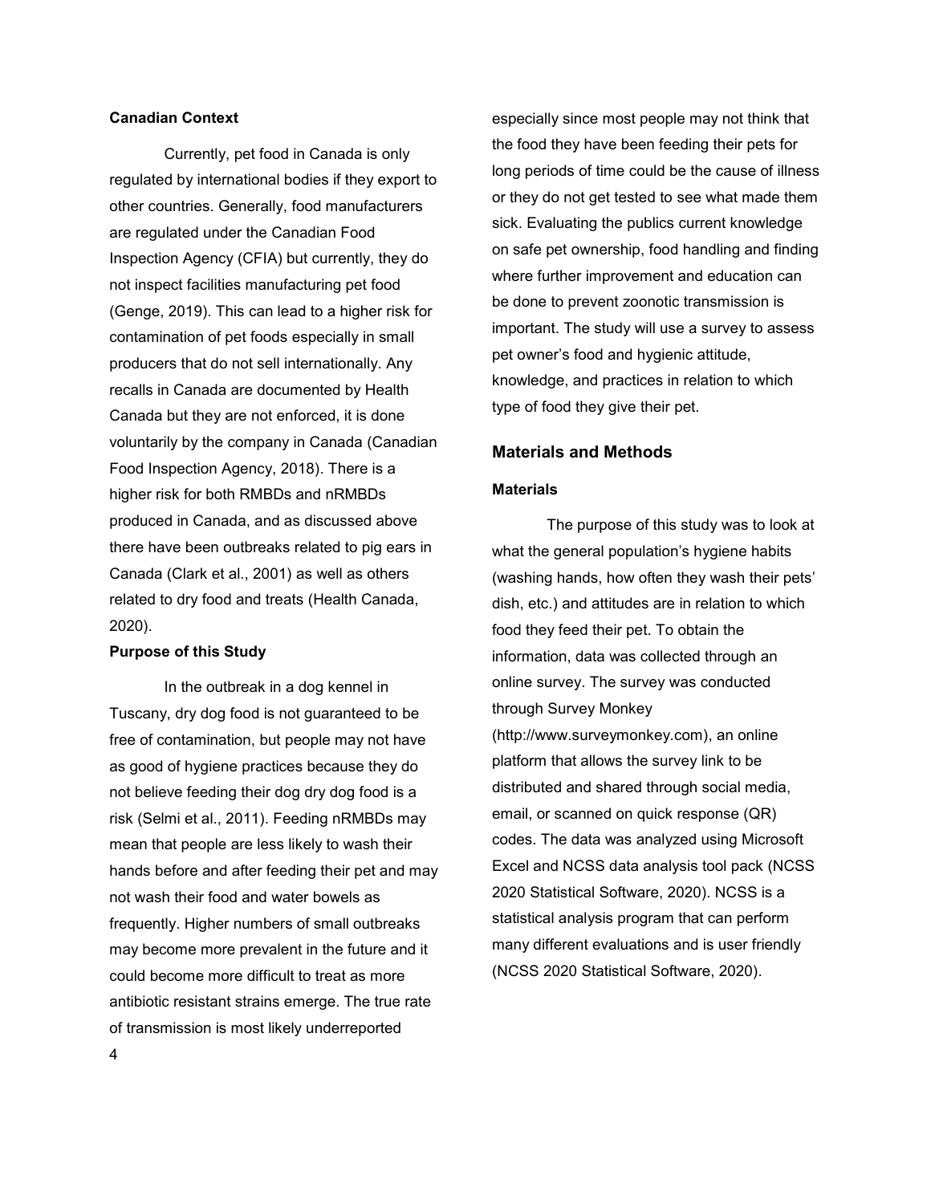### Canadian Context

Currently, pet food in Canada is only regulated by international bodies if they export to other countries. Generally, food manufacturers are regulated under the Canadian Food Inspection Agency (CFIA) but currently, they do not inspect facilities manufacturing pet food (Genge, 2019). This can lead to a higher risk for contamination of pet foods especially in small producers that do not sell internationally. Any recalls in Canada are documented by Health Canada but they are not enforced, it is done voluntarily by the company in Canada (Canadian Food Inspection Agency, 2018). There is a higher risk for both RMBDs and nRMBDs produced in Canada, and as discussed above there have been outbreaks related to pig ears in Canada (Clark et al., 2001) as well as others related to dry food and treats (Health Canada, 2020).

### Purpose of this Study

In the outbreak in a dog kennel in Tuscany, dry dog food is not guaranteed to be free of contamination, but people may not have as good of hygiene practices because they do not believe feeding their dog dry dog food is a risk (Selmi et al., 2011). Feeding nRMBDs may mean that people are less likely to wash their hands before and after feeding their pet and may not wash their food and water bowels as frequently. Higher numbers of small outbreaks may become more prevalent in the future and it could become more difficult to treat as more antibiotic resistant strains emerge. The true rate of transmission is most likely underreported especially since most people may not think that the food they have been feeding their pets for long periods of time could be the cause of illness or they do not get tested to see what made them sick. Evaluating the publics current knowledge on safe pet ownership, food handling and finding where further improvement and education can be done to prevent zoonotic transmission is important. The study will use a survey to assess pet owner's food and hygienic attitude, knowledge, and practices in relation to which type of food they give their pet.

## Materials and Methods

### Materials

The purpose of this study was to look at what the general population's hygiene habits (washing hands, how often they wash their pets' dish, etc.) and attitudes are in relation to which food they feed their pet. To obtain the information, data was collected through an online survey. The survey was conducted through Survey Monkey (http://www.surveymonkey.com), an online platform that allows the survey link to be distributed and shared through social media, email, or scanned on quick response (QR) codes. The data was analyzed using Microsoft Excel and NCSS data analysis tool pack (NCSS 2020 Statistical Software, 2020). NCSS is a statistical analysis program that can perform many different evaluations and is user friendly (NCSS 2020 Statistical Software, 2020).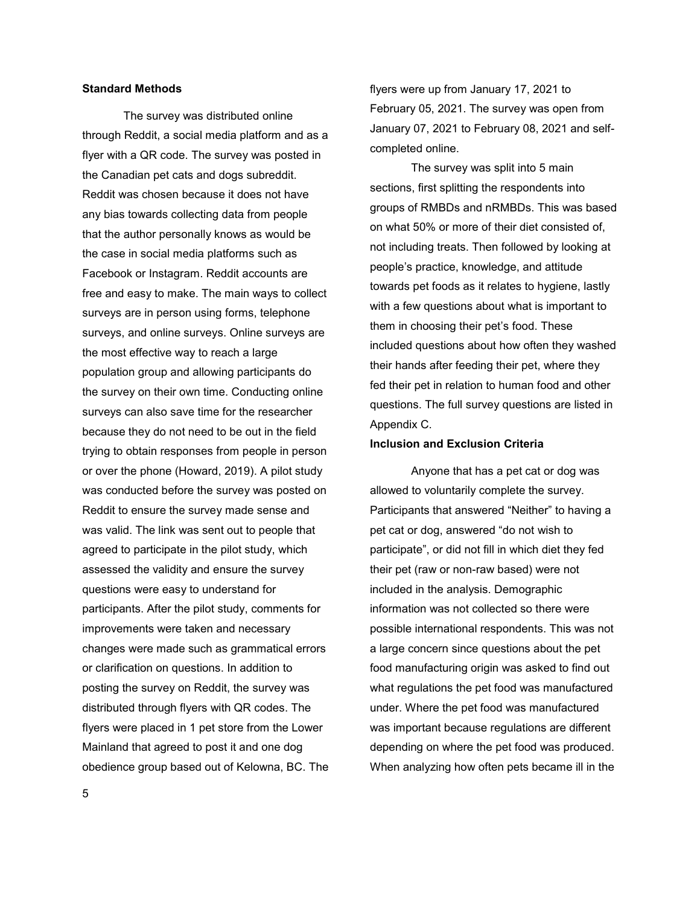### Standard Methods

The survey was distributed online through Reddit, a social media platform and as a flyer with a QR code. The survey was posted in the Canadian pet cats and dogs subreddit. Reddit was chosen because it does not have any bias towards collecting data from people that the author personally knows as would be the case in social media platforms such as Facebook or Instagram. Reddit accounts are free and easy to make. The main ways to collect surveys are in person using forms, telephone surveys, and online surveys. Online surveys are the most effective way to reach a large population group and allowing participants do the survey on their own time. Conducting online surveys can also save time for the researcher because they do not need to be out in the field trying to obtain responses from people in person or over the phone (Howard, 2019). A pilot study was conducted before the survey was posted on Reddit to ensure the survey made sense and was valid. The link was sent out to people that agreed to participate in the pilot study, which assessed the validity and ensure the survey questions were easy to understand for participants. After the pilot study, comments for improvements were taken and necessary changes were made such as grammatical errors or clarification on questions. In addition to posting the survey on Reddit, the survey was distributed through flyers with QR codes. The flyers were placed in 1 pet store from the Lower Mainland that agreed to post it and one dog obedience group based out of Kelowna, BC. The flyers were up from January 17, 2021 to February 05, 2021. The survey was open from January 07, 2021 to February 08, 2021 and self-completed online.

The survey was split into 5 main sections, first splitting the respondents into groups of RMBDs and nRMBDs. This was based on what 50% or more of their diet consisted of, not including treats. Then followed by looking at people's practice, knowledge, and attitude towards pet foods as it relates to hygiene, lastly with a few questions about what is important to them in choosing their pet's food. These included questions about how often they washed their hands after feeding their pet, where they fed their pet in relation to human food and other questions. The full survey questions are listed in Appendix C.

### Inclusion and Exclusion Criteria

Anyone that has a pet cat or dog was allowed to voluntarily complete the survey. Participants that answered "Neither" to having a pet cat or dog, answered "do not wish to participate", or did not fill in which diet they fed their pet (raw or non-raw based) were not included in the analysis. Demographic information was not collected so there were possible international respondents. This was not a large concern since questions about the pet food manufacturing origin was asked to find out what regulations the pet food was manufactured under. Where the pet food was manufactured was important because regulations are different depending on where the pet food was produced. When analyzing how often pets became ill in the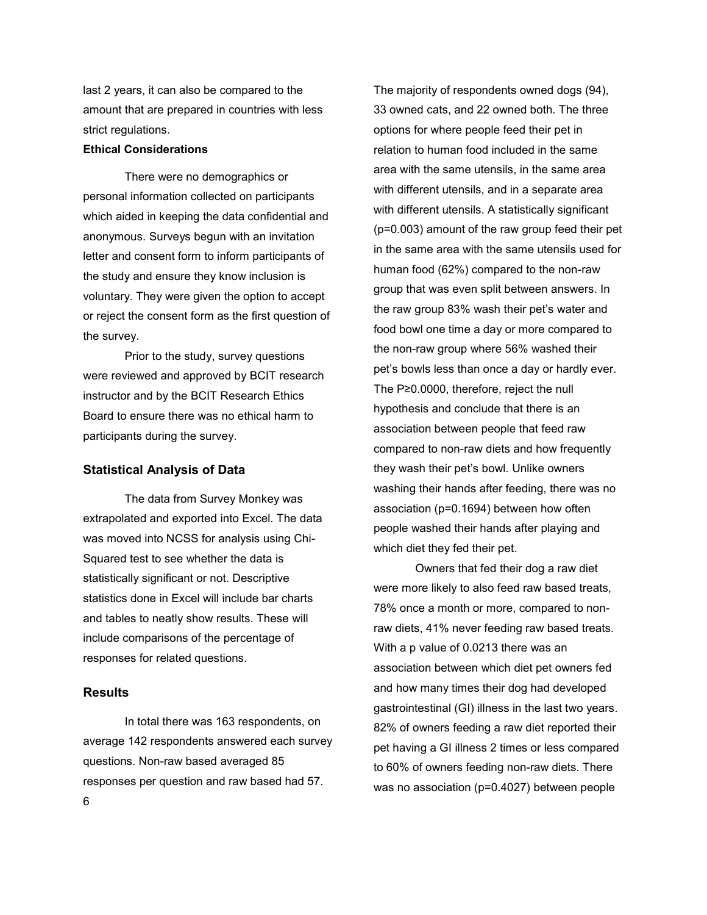last 2 years, it can also be compared to the amount that are prepared in countries with less strict regulations.

**Ethical Considerations**

There were no demographics or personal information collected on participants which aided in keeping the data confidential and anonymous. Surveys begun with an invitation letter and consent form to inform participants of the study and ensure they know inclusion is voluntary. They were given the option to accept or reject the consent form as the first question of the survey.

Prior to the study, survey questions were reviewed and approved by BCIT research instructor and by the BCIT Research Ethics Board to ensure there was no ethical harm to participants during the survey.

## Statistical Analysis of Data

The data from Survey Monkey was extrapolated and exported into Excel. The data was moved into NCSS for analysis using Chi-Squared test to see whether the data is statistically significant or not. Descriptive statistics done in Excel will include bar charts and tables to neatly show results. These will include comparisons of the percentage of responses for related questions.

## Results

In total there was 163 respondents, on average 142 respondents answered each survey questions. Non-raw based averaged 85 responses per question and raw based had 57. The majority of respondents owned dogs (94), 33 owned cats, and 22 owned both. The three options for where people feed their pet in relation to human food included in the same area with the same utensils, in the same area with different utensils, and in a separate area with different utensils. A statistically significant ($p=0.003$) amount of the raw group feed their pet in the same area with the same utensils used for human food (62%) compared to the non-raw group that was even split between answers. In the raw group 83% wash their pet's water and food bowl one time a day or more compared to the non-raw group where 56% washed their pet's bowls less than once a day or hardly ever. The $P\geq0.0000$, therefore, reject the null hypothesis and conclude that there is an association between people that feed raw compared to non-raw diets and how frequently they wash their pet's bowl. Unlike owners washing their hands after feeding, there was no association ($p=0.1694$) between how often people washed their hands after playing and which diet they fed their pet.

Owners that fed their dog a raw diet were more likely to also feed raw based treats, 78% once a month or more, compared to non-raw diets, 41% never feeding raw based treats. With a p value of 0.0213 there was an association between which diet pet owners fed and how many times their dog had developed gastrointestinal (GI) illness in the last two years. 82% of owners feeding a raw diet reported their pet having a GI illness 2 times or less compared to 60% of owners feeding non-raw diets. There was no association ($p=0.4027$) between people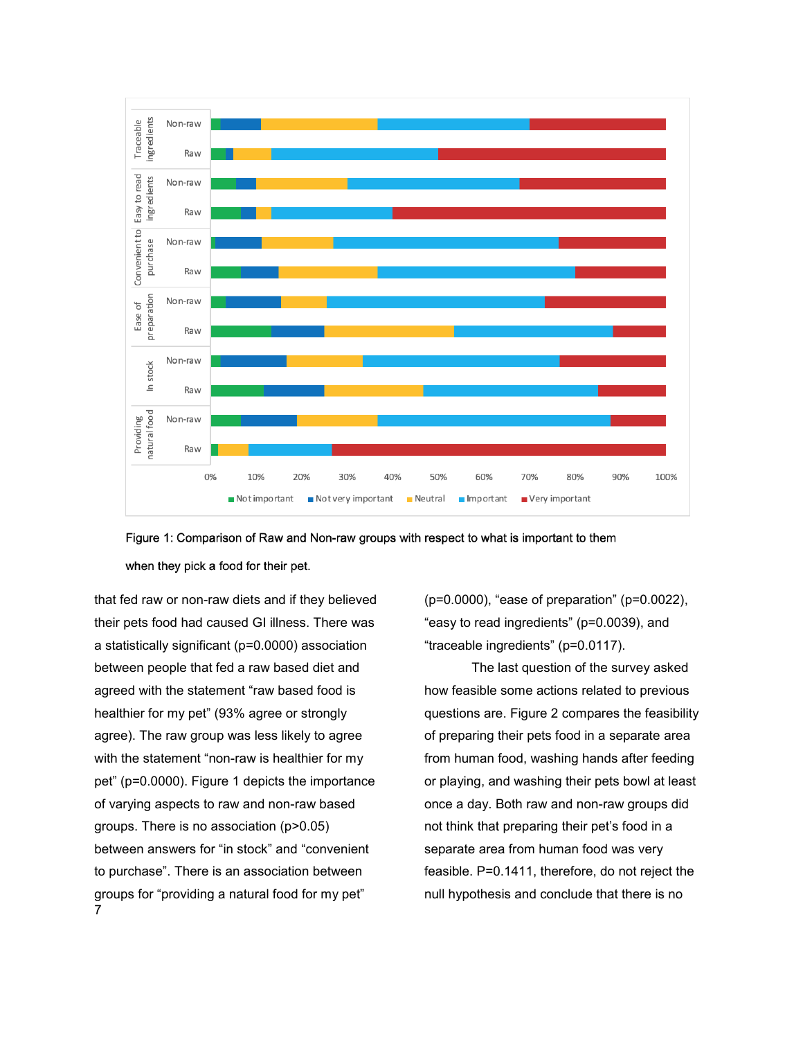Figure 1: Comparison of Raw and Non-raw groups with respect to what is important to them when they pick a food for their pet.

that fed raw or non-raw diets and if they believed their pets food had caused GI illness. There was a statistically significant ($p=0.0000$) association between people that fed a raw based diet and agreed with the statement "raw based food is healthier for my pet" (93% agree or strongly agree). The raw group was less likely to agree with the statement "non-raw is healthier for my pet" ($p=0.0000$). Figure 1 depicts the importance of varying aspects to raw and non-raw based groups. There is no association ($p>0.05$) between answers for "in stock" and "convenient to purchase". There is an association between groups for "providing a natural food for my pet" ($p=0.0000$), "ease of preparation" ($p=0.0022$), "easy to read ingredients" ($p=0.0039$), and "traceable ingredients" ($p=0.0117$).

The last question of the survey asked how feasible some actions related to previous questions are. Figure 2 compares the feasibility of preparing their pets food in a separate area from human food, washing hands after feeding or playing, and washing their pets bowl at least once a day. Both raw and non-raw groups did not think that preparing their pet's food in a separate area from human food was very feasible. $P=0.1411$, therefore, do not reject the null hypothesis and conclude that there is no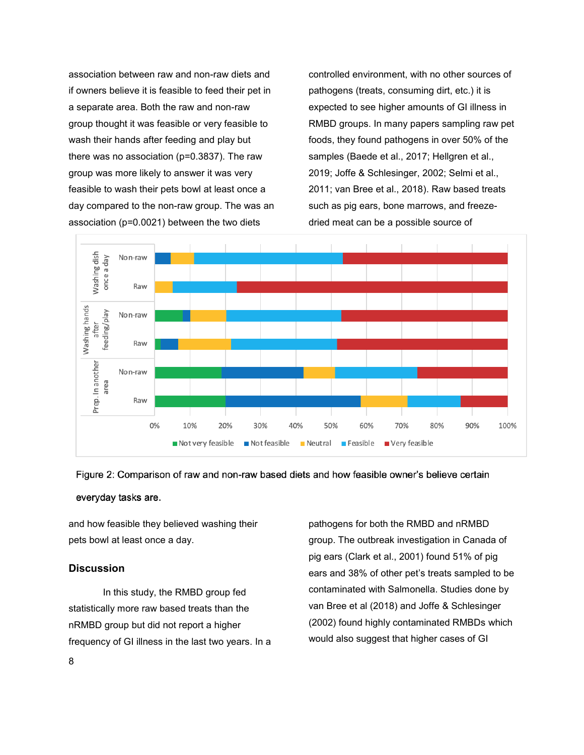association between raw and non-raw diets and if owners believe it is feasible to feed their pet in a separate area. Both the raw and non-raw group thought it was feasible or very feasible to wash their hands after feeding and play but there was no association (p=0.3837). The raw group was more likely to answer it was very feasible to wash their pets bowl at least once a day compared to the non-raw group. The was an association (p=0.0021) between the two diets and how feasible they believed washing their pets bowl at least once a day.

Figure 2: Comparison of raw and non-raw based diets and how feasible owner's believe certain everyday tasks are.

## Discussion

In this study, the RMBD group fed statistically more raw based treats than the nRMBD group but did not report a higher frequency of GI illness in the last two years. In a controlled environment, with no other sources of pathogens (treats, consuming dirt, etc.) it is expected to see higher amounts of GI illness in RMBD groups. In many papers sampling raw pet foods, they found pathogens in over 50% of the samples (Baede et al., 2017; Hellgren et al., 2019; Joffe & Schlesinger, 2002; Selmi et al., 2011; van Bree et al., 2018). Raw based treats such as pig ears, bone marrows, and freeze-dried meat can be a possible source of pathogens for both the RMBD and nRMBD group. The outbreak investigation in Canada of pig ears (Clark et al., 2001) found 51% of pig ears and 38% of other pet's treats sampled to be contaminated with Salmonella. Studies done by van Bree et al (2018) and Joffe & Schlesinger (2002) found highly contaminated RMBDs which would also suggest that higher cases of GI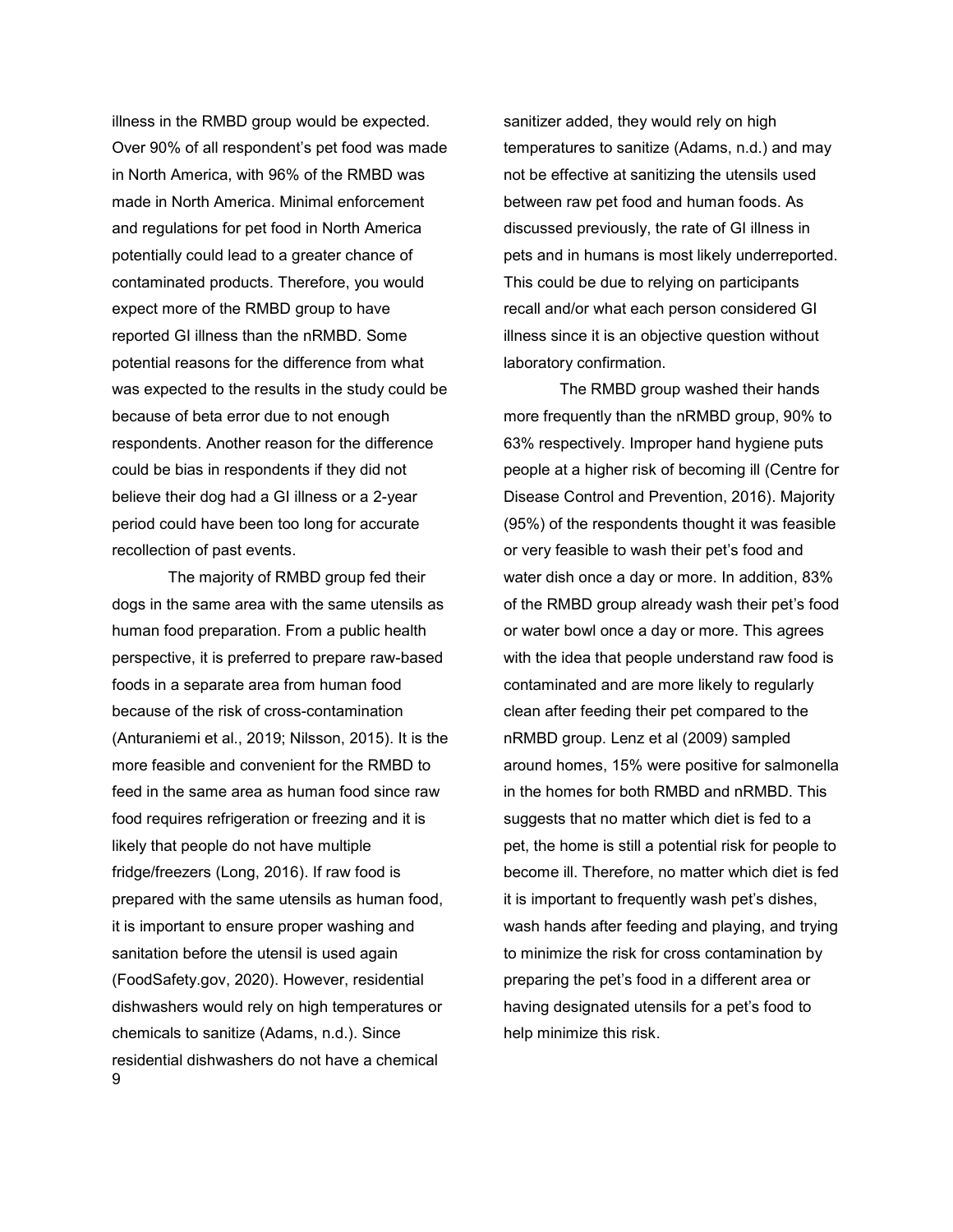illness in the RMBD group would be expected. Over 90% of all respondent's pet food was made in North America, with 96% of the RMBD was made in North America. Minimal enforcement and regulations for pet food in North America potentially could lead to a greater chance of contaminated products. Therefore, you would expect more of the RMBD group to have reported GI illness than the nRMBD. Some potential reasons for the difference from what was expected to the results in the study could be because of beta error due to not enough respondents. Another reason for the difference could be bias in respondents if they did not believe their dog had a GI illness or a 2-year period could have been too long for accurate recollection of past events.

The majority of RMBD group fed their dogs in the same area with the same utensils as human food preparation. From a public health perspective, it is preferred to prepare raw-based foods in a separate area from human food because of the risk of cross-contamination (Anturaniemi et al., 2019; Nilsson, 2015). It is the more feasible and convenient for the RMBD to feed in the same area as human food since raw food requires refrigeration or freezing and it is likely that people do not have multiple fridge/freezers (Long, 2016). If raw food is prepared with the same utensils as human food, it is important to ensure proper washing and sanitation before the utensil is used again (FoodSafety.gov, 2020). However, residential dishwashers would rely on high temperatures or chemicals to sanitize (Adams, n.d.). Since residential dishwashers do not have a chemical sanitizer added, they would rely on high temperatures to sanitize (Adams, n.d.) and may not be effective at sanitizing the utensils used between raw pet food and human foods. As discussed previously, the rate of GI illness in pets and in humans is most likely underreported. This could be due to relying on participants recall and/or what each person considered GI illness since it is an objective question without laboratory confirmation.

The RMBD group washed their hands more frequently than the nRMBD group, 90% to 63% respectively. Improper hand hygiene puts people at a higher risk of becoming ill (Centre for Disease Control and Prevention, 2016). Majority (95%) of the respondents thought it was feasible or very feasible to wash their pet's food and water dish once a day or more. In addition, 83% of the RMBD group already wash their pet's food or water bowl once a day or more. This agrees with the idea that people understand raw food is contaminated and are more likely to regularly clean after feeding their pet compared to the nRMBD group. Lenz et al (2009) sampled around homes, 15% were positive for salmonella in the homes for both RMBD and nRMBD. This suggests that no matter which diet is fed to a pet, the home is still a potential risk for people to become ill. Therefore, no matter which diet is fed it is important to frequently wash pet's dishes, wash hands after feeding and playing, and trying to minimize the risk for cross contamination by preparing the pet's food in a different area or having designated utensils for a pet's food to help minimize this risk.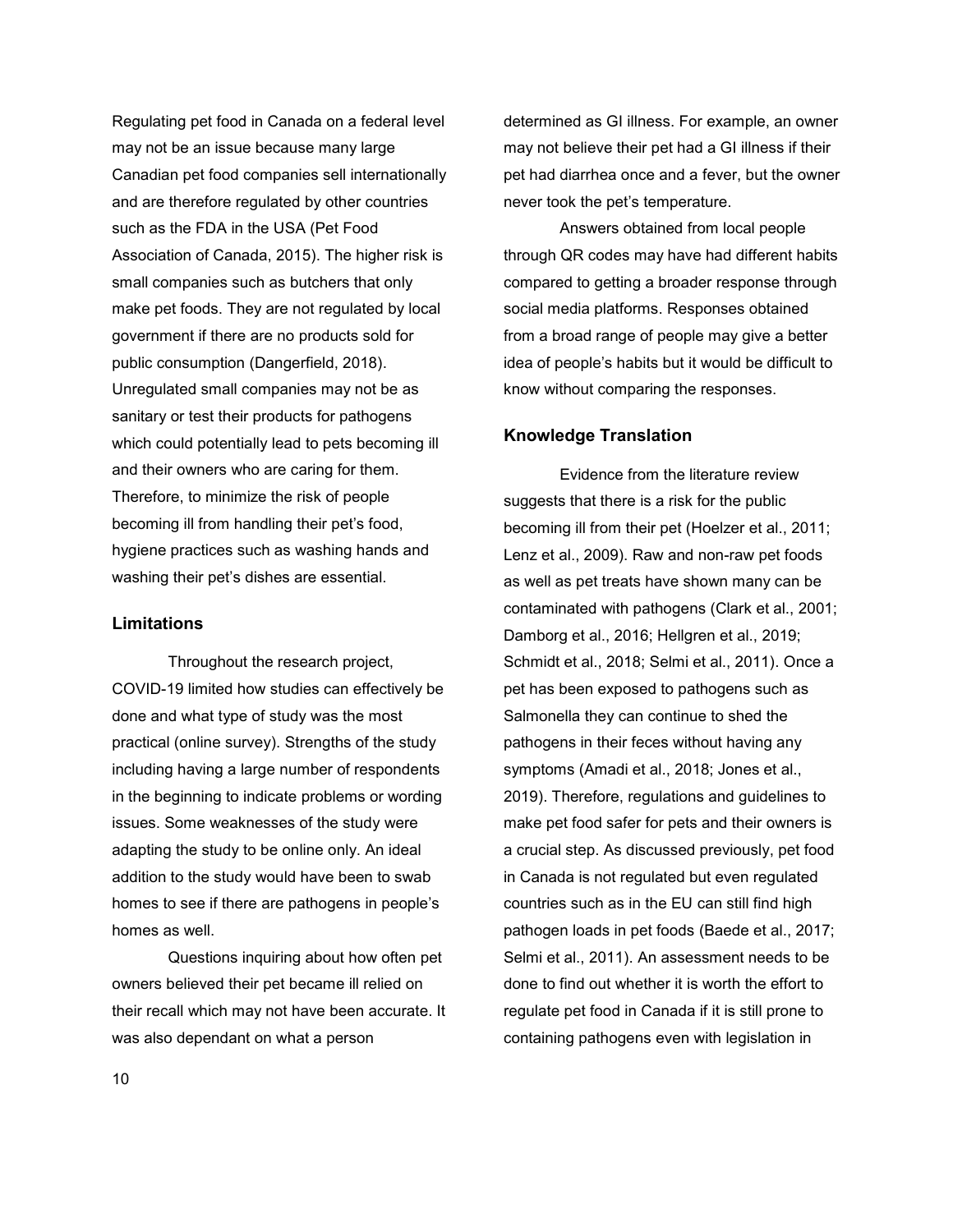Regulating pet food in Canada on a federal level may not be an issue because many large Canadian pet food companies sell internationally and are therefore regulated by other countries such as the FDA in the USA (Pet Food Association of Canada, 2015). The higher risk is small companies such as butchers that only make pet foods. They are not regulated by local government if there are no products sold for public consumption (Dangerfield, 2018). Unregulated small companies may not be as sanitary or test their products for pathogens which could potentially lead to pets becoming ill and their owners who are caring for them. Therefore, to minimize the risk of people becoming ill from handling their pet's food, hygiene practices such as washing hands and washing their pet's dishes are essential.

### Limitations

Throughout the research project, COVID-19 limited how studies can effectively be done and what type of study was the most practical (online survey). Strengths of the study including having a large number of respondents in the beginning to indicate problems or wording issues. Some weaknesses of the study were adapting the study to be online only. An ideal addition to the study would have been to swab homes to see if there are pathogens in people's homes as well.

Questions inquiring about how often pet owners believed their pet became ill relied on their recall which may not have been accurate. It was also dependant on what a person determined as GI illness. For example, an owner may not believe their pet had a GI illness if their pet had diarrhea once and a fever, but the owner never took the pet's temperature.

Answers obtained from local people through QR codes may have had different habits compared to getting a broader response through social media platforms. Responses obtained from a broad range of people may give a better idea of people's habits but it would be difficult to know without comparing the responses.

### Knowledge Translation

Evidence from the literature review suggests that there is a risk for the public becoming ill from their pet (Hoelzer et al., 2011; Lenz et al., 2009). Raw and non-raw pet foods as well as pet treats have shown many can be contaminated with pathogens (Clark et al., 2001; Damborg et al., 2016; Hellgren et al., 2019; Schmidt et al., 2018; Selmi et al., 2011). Once a pet has been exposed to pathogens such as Salmonella they can continue to shed the pathogens in their feces without having any symptoms (Amadi et al., 2018; Jones et al., 2019). Therefore, regulations and guidelines to make pet food safer for pets and their owners is a crucial step. As discussed previously, pet food in Canada is not regulated but even regulated countries such as in the EU can still find high pathogen loads in pet foods (Baede et al., 2017; Selmi et al., 2011). An assessment needs to be done to find out whether it is worth the effort to regulate pet food in Canada if it is still prone to containing pathogens even with legislation in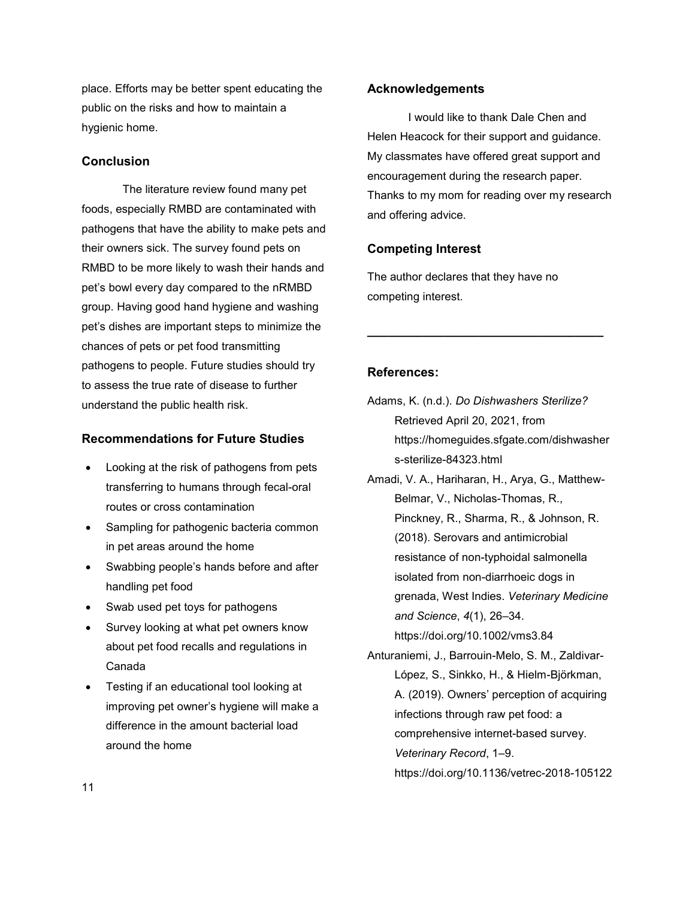place. Efforts may be better spent educating the public on the risks and how to maintain a hygienic home.

## Conclusion

The literature review found many pet foods, especially RMBD are contaminated with pathogens that have the ability to make pets and their owners sick. The survey found pets on RMBD to be more likely to wash their hands and pet's bowl every day compared to the nRMBD group. Having good hand hygiene and washing pet's dishes are important steps to minimize the chances of pets or pet food transmitting pathogens to people. Future studies should try to assess the true rate of disease to further understand the public health risk.

## Recommendations for Future Studies

- Looking at the risk of pathogens from pets transferring to humans through fecal-oral routes or cross contamination
- Sampling for pathogenic bacteria common in pet areas around the home
- Swabbing people's hands before and after handling pet food
- Swab used pet toys for pathogens
- Survey looking at what pet owners know about pet food recalls and regulations in Canada
- Testing if an educational tool looking at improving pet owner's hygiene will make a difference in the amount bacterial load around the home

## Acknowledgements

I would like to thank Dale Chen and Helen Heacock for their support and guidance. My classmates have offered great support and encouragement during the research paper. Thanks to my mom for reading over my research and offering advice.

## Competing Interest

The author declares that they have no competing interest.

---

## References:

Adams, K. (n.d.). *Do Dishwashers Sterilize?* Retrieved April 20, 2021, from https://homeguides.sfgate.com/dishwashers-sterilize-84323.html

Amadi, V. A., Hariharan, H., Arya, G., Matthew-Belmar, V., Nicholas-Thomas, R., Pinckney, R., Sharma, R., & Johnson, R. (2018). Serovars and antimicrobial resistance of non-typhoidal salmonella isolated from non-diarrhoeic dogs in grenada, West Indies. *Veterinary Medicine and Science*, *4*(1), 26–34. https://doi.org/10.1002/vms3.84

Anturaniemi, J., Barrouin-Melo, S. M., Zaldivar-López, S., Sinkko, H., & Hielm-Björkman, A. (2019). Owners' perception of acquiring infections through raw pet food: a comprehensive internet-based survey. *Veterinary Record*, 1–9. https://doi.org/10.1136/vetrec-2018-105122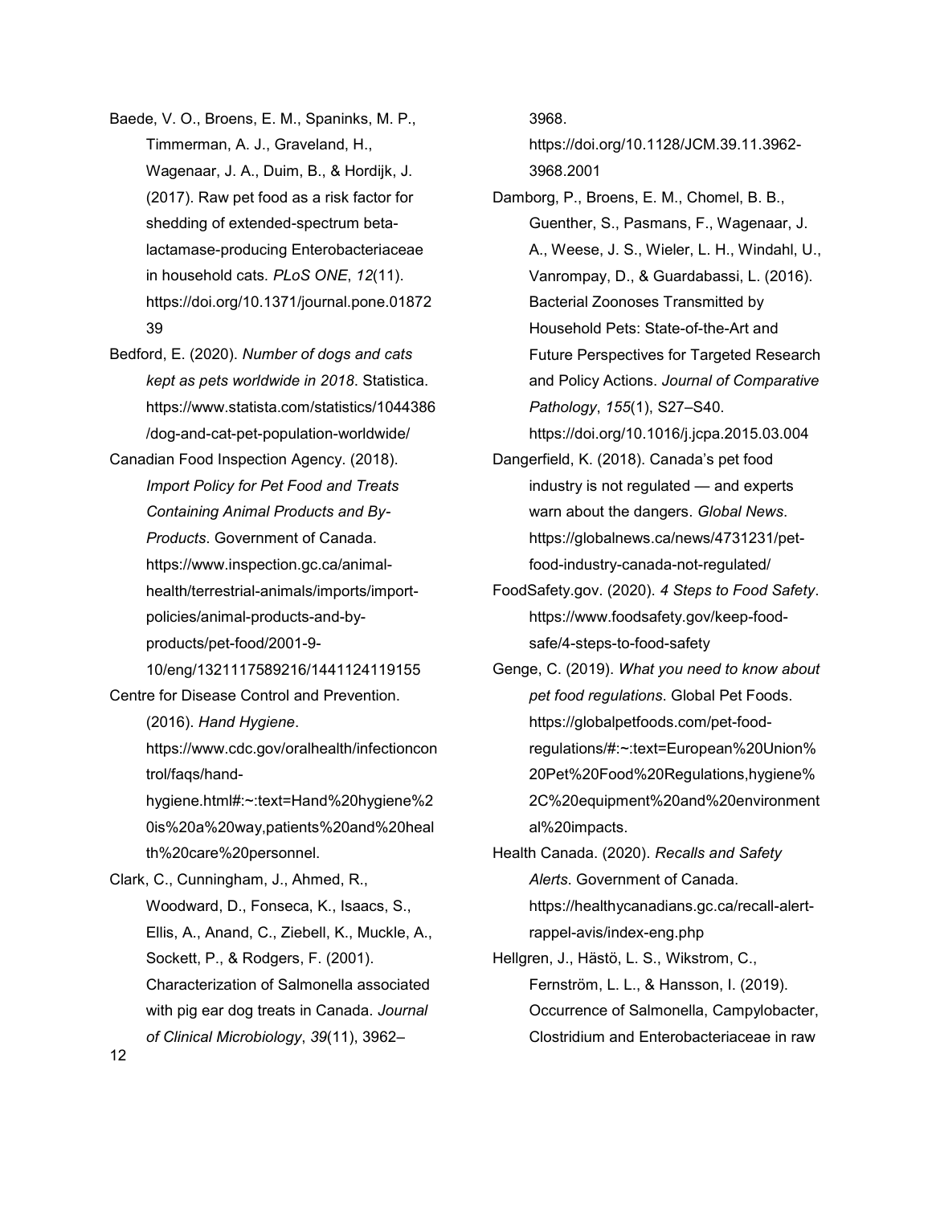Baede, V. O., Broens, E. M., Spaninks, M. P., Timmerman, A. J., Graveland, H., Wagenaar, J. A., Duim, B., & Hordijk, J. (2017). Raw pet food as a risk factor for shedding of extended-spectrum beta-lactamase-producing Enterobacteriaceae in household cats. *PLoS ONE*, *12*(11). https://doi.org/10.1371/journal.pone.0187239

Bedford, E. (2020). *Number of dogs and cats kept as pets worldwide in 2018*. Statistica. https://www.statista.com/statistics/1044386/dog-and-cat-pet-population-worldwide/

Canadian Food Inspection Agency. (2018). *Import Policy for Pet Food and Treats Containing Animal Products and By-Products*. Government of Canada. https://www.inspection.gc.ca/animal-health/terrestrial-animals/imports/import-policies/animal-products-and-by-products/pet-food/2001-9-10/eng/1321117589216/1441124119155

Centre for Disease Control and Prevention. (2016). *Hand Hygiene*. https://www.cdc.gov/oralhealth/infectioncontrol/faqs/hand-hygiene.html#:~:text=Hand%20hygiene%20is%20a%20way,patients%20and%20health%20care%20personnel.

Clark, C., Cunningham, J., Ahmed, R., Woodward, D., Fonseca, K., Isaacs, S., Ellis, A., Anand, C., Ziebell, K., Muckle, A., Sockett, P., & Rodgers, F. (2001). Characterization of Salmonella associated with pig ear dog treats in Canada. *Journal of Clinical Microbiology*, *39*(11), 3962–3968. https://doi.org/10.1128/JCM.39.11.3962-3968.2001

Damborg, P., Broens, E. M., Chomel, B. B., Guenther, S., Pasmans, F., Wagenaar, J. A., Weese, J. S., Wieler, L. H., Windahl, U., Vanrompay, D., & Guardabassi, L. (2016). Bacterial Zoonoses Transmitted by Household Pets: State-of-the-Art and Future Perspectives for Targeted Research and Policy Actions. *Journal of Comparative Pathology*, *155*(1), S27–S40. https://doi.org/10.1016/j.jcpa.2015.03.004

Dangerfield, K. (2018). Canada's pet food industry is not regulated — and experts warn about the dangers. *Global News*. https://globalnews.ca/news/4731231/pet-food-industry-canada-not-regulated/

FoodSafety.gov. (2020). *4 Steps to Food Safety*. https://www.foodsafety.gov/keep-food-safe/4-steps-to-food-safety

Genge, C. (2019). *What you need to know about pet food regulations*. Global Pet Foods. https://globalpetfoods.com/pet-food-regulations/#:~:text=European%20Union%20Pet%20Food%20Regulations,hygiene%2C%20equipment%20and%20environmental%20impacts.

Health Canada. (2020). *Recalls and Safety Alerts*. Government of Canada. https://healthycanadians.gc.ca/recall-alert-rappel-avis/index-eng.php

Hellgren, J., Hästö, L. S., Wikstrom, C., Fernström, L. L., & Hansson, I. (2019). Occurrence of Salmonella, Campylobacter, Clostridium and Enterobacteriaceae in raw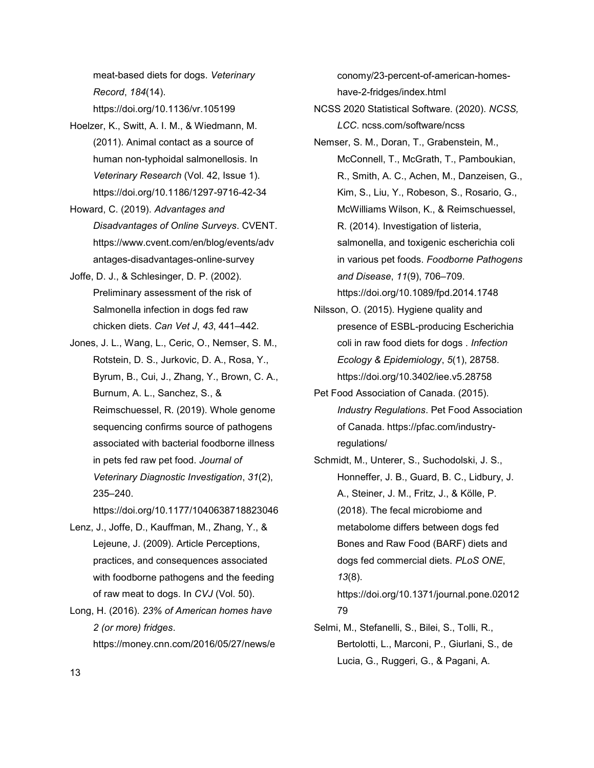meat-based diets for dogs. *Veterinary Record*, *184*(14). https://doi.org/10.1136/vr.105199

Hoelzer, K., Switt, A. I. M., & Wiedmann, M. (2011). Animal contact as a source of human non-typhoidal salmonellosis. In *Veterinary Research* (Vol. 42, Issue 1). https://doi.org/10.1186/1297-9716-42-34

Howard, C. (2019). *Advantages and Disadvantages of Online Surveys*. CVENT. https://www.cvent.com/en/blog/events/advantages-disadvantages-online-survey

Joffe, D. J., & Schlesinger, D. P. (2002). Preliminary assessment of the risk of Salmonella infection in dogs fed raw chicken diets. *Can Vet J*, *43*, 441–442.

Jones, J. L., Wang, L., Ceric, O., Nemser, S. M., Rotstein, D. S., Jurkovic, D. A., Rosa, Y., Byrum, B., Cui, J., Zhang, Y., Brown, C. A., Burnum, A. L., Sanchez, S., & Reimschuessel, R. (2019). Whole genome sequencing confirms source of pathogens associated with bacterial foodborne illness in pets fed raw pet food. *Journal of Veterinary Diagnostic Investigation*, *31*(2), 235–240. https://doi.org/10.1177/1040638718823046

Lenz, J., Joffe, D., Kauffman, M., Zhang, Y., & Lejeune, J. (2009). Article Perceptions, practices, and consequences associated with foodborne pathogens and the feeding of raw meat to dogs. In *CVJ* (Vol. 50).

Long, H. (2016). *23% of American homes have 2 (or more) fridges*. https://money.cnn.com/2016/05/27/news/economy/23-percent-of-american-homes-have-2-fridges/index.html

NCSS 2020 Statistical Software. (2020). *NCSS, LCC*. ncss.com/software/ncss

Nemser, S. M., Doran, T., Grabenstein, M., McConnell, T., McGrath, T., Pamboukian, R., Smith, A. C., Achen, M., Danzeisen, G., Kim, S., Liu, Y., Robeson, S., Rosario, G., McWilliams Wilson, K., & Reimschuessel, R. (2014). Investigation of listeria, salmonella, and toxigenic escherichia coli in various pet foods. *Foodborne Pathogens and Disease*, *11*(9), 706–709. https://doi.org/10.1089/fpd.2014.1748

Nilsson, O. (2015). Hygiene quality and presence of ESBL-producing Escherichia coli in raw food diets for dogs . *Infection Ecology & Epidemiology*, *5*(1), 28758. https://doi.org/10.3402/iee.v5.28758

Pet Food Association of Canada. (2015). *Industry Regulations*. Pet Food Association of Canada. https://pfac.com/industry-regulations/

Schmidt, M., Unterer, S., Suchodolski, J. S., Honneffer, J. B., Guard, B. C., Lidbury, J. A., Steiner, J. M., Fritz, J., & Kölle, P. (2018). The fecal microbiome and metabolome differs between dogs fed Bones and Raw Food (BARF) diets and dogs fed commercial diets. *PLoS ONE*, *13*(8). https://doi.org/10.1371/journal.pone.0201279

Selmi, M., Stefanelli, S., Bilei, S., Tolli, R., Bertolotti, L., Marconi, P., Giurlani, S., de Lucia, G., Ruggeri, G., & Pagani, A.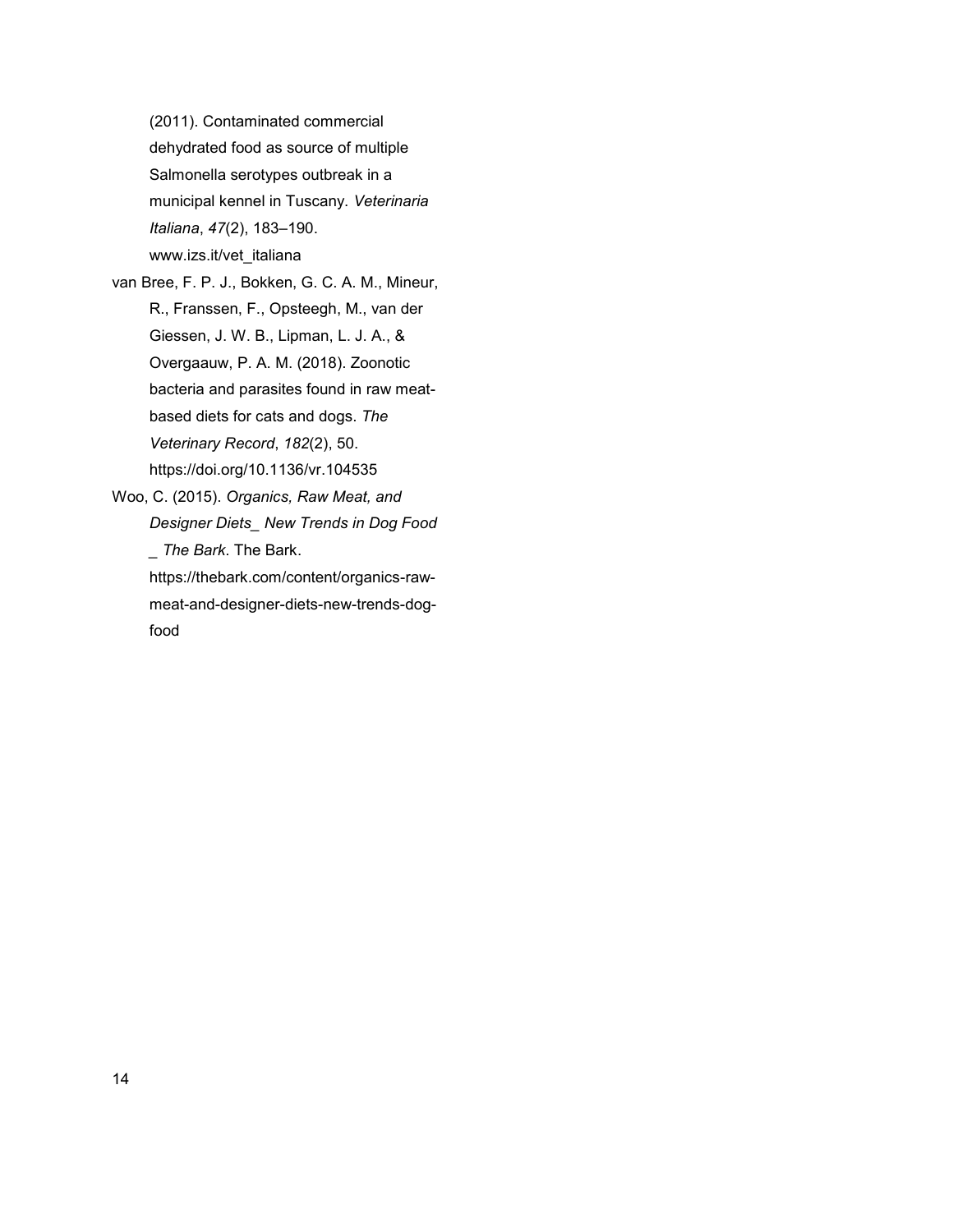(2011). Contaminated commercial dehydrated food as source of multiple Salmonella serotypes outbreak in a municipal kennel in Tuscany. *Veterinaria Italiana*, *47*(2), 183–190. www.izs.it/vet_italiana

van Bree, F. P. J., Bokken, G. C. A. M., Mineur, R., Franssen, F., Opsteegh, M., van der Giessen, J. W. B., Lipman, L. J. A., & Overgaauw, P. A. M. (2018). Zoonotic bacteria and parasites found in raw meat-based diets for cats and dogs. *The Veterinary Record*, *182*(2), 50. https://doi.org/10.1136/vr.104535

Woo, C. (2015). *Organics, Raw Meat, and Designer Diets_ New Trends in Dog Food _ The Bark*. The Bark. https://thebark.com/content/organics-raw-meat-and-designer-diets-new-trends-dog-food